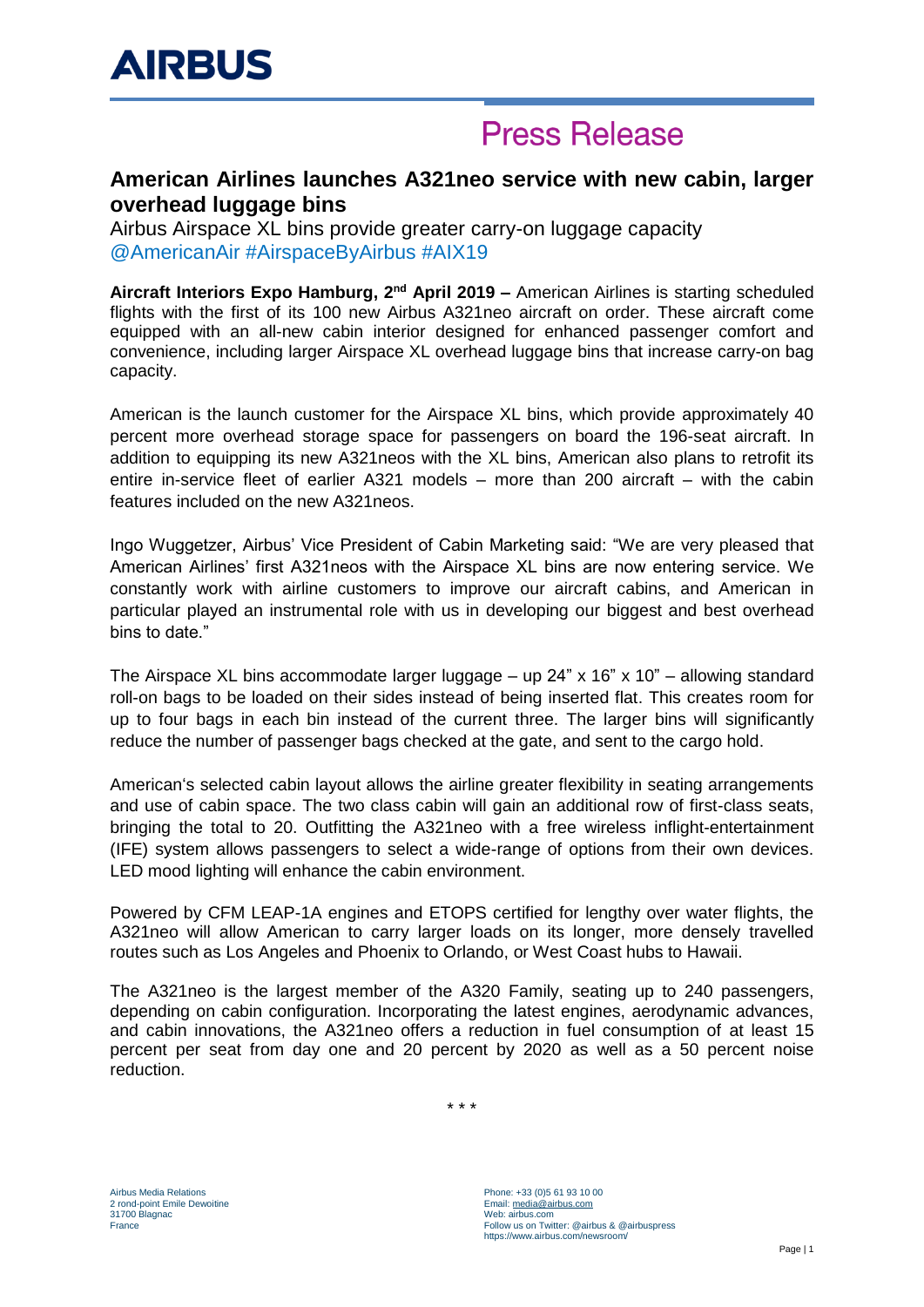# AIRBUS

## Press Release

## American Airlines launches A321neo service with new cabin, larger overhead luggage bins

Airbus Airspace XL bins provide greater carry-on luggage capacity
@AmericanAir #AirspaceByAirbus #AIX19

**Aircraft Interiors Expo Hamburg, 2nd April 2019 –** American Airlines is starting scheduled flights with the first of its 100 new Airbus A321neo aircraft on order. These aircraft come equipped with an all-new cabin interior designed for enhanced passenger comfort and convenience, including larger Airspace XL overhead luggage bins that increase carry-on bag capacity.

American is the launch customer for the Airspace XL bins, which provide approximately 40 percent more overhead storage space for passengers on board the 196-seat aircraft. In addition to equipping its new A321neos with the XL bins, American also plans to retrofit its entire in-service fleet of earlier A321 models – more than 200 aircraft – with the cabin features included on the new A321neos.

Ingo Wuggetzer, Airbus' Vice President of Cabin Marketing said: "We are very pleased that American Airlines' first A321neos with the Airspace XL bins are now entering service. We constantly work with airline customers to improve our aircraft cabins, and American in particular played an instrumental role with us in developing our biggest and best overhead bins to date."

The Airspace XL bins accommodate larger luggage – up 24" x 16" x 10" – allowing standard roll-on bags to be loaded on their sides instead of being inserted flat. This creates room for up to four bags in each bin instead of the current three. The larger bins will significantly reduce the number of passenger bags checked at the gate, and sent to the cargo hold.

American's selected cabin layout allows the airline greater flexibility in seating arrangements and use of cabin space. The two class cabin will gain an additional row of first-class seats, bringing the total to 20. Outfitting the A321neo with a free wireless inflight-entertainment (IFE) system allows passengers to select a wide-range of options from their own devices. LED mood lighting will enhance the cabin environment.

Powered by CFM LEAP-1A engines and ETOPS certified for lengthy over water flights, the A321neo will allow American to carry larger loads on its longer, more densely travelled routes such as Los Angeles and Phoenix to Orlando, or West Coast hubs to Hawaii.

The A321neo is the largest member of the A320 Family, seating up to 240 passengers, depending on cabin configuration. Incorporating the latest engines, aerodynamic advances, and cabin innovations, the A321neo offers a reduction in fuel consumption of at least 15 percent per seat from day one and 20 percent by 2020 as well as a 50 percent noise reduction.

\* \* \*

Airbus Media Relations
2 rond-point Emile Dewoitine
31700 Blagnac
France

Phone: +33 (0)5 61 93 10 00
Email: media@airbus.com
Web: airbus.com
Follow us on Twitter: @airbus & @airbuspress
https://www.airbus.com/newsroom/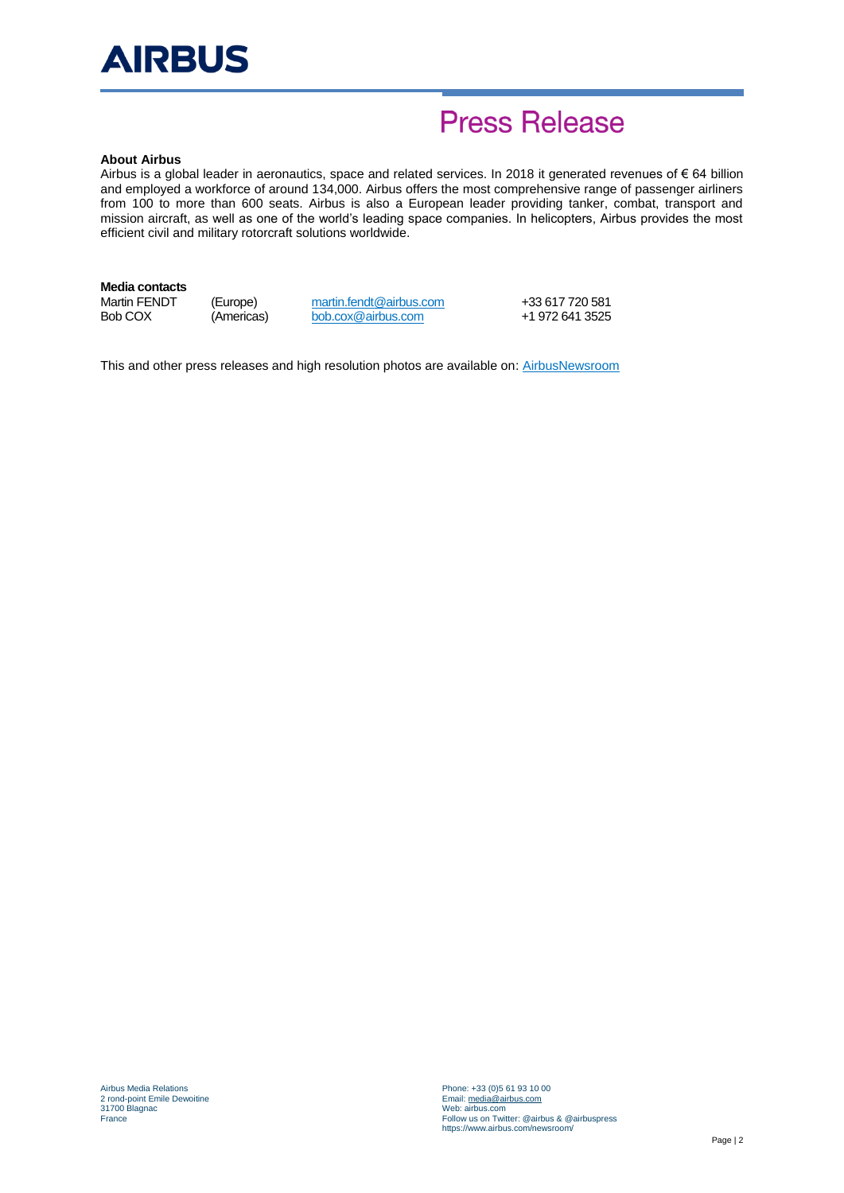**About Airbus**

Airbus is a global leader in aeronautics, space and related services. In 2018 it generated revenues of € 64 billion and employed a workforce of around 134,000. Airbus offers the most comprehensive range of passenger airliners from 100 to more than 600 seats. Airbus is also a European leader providing tanker, combat, transport and mission aircraft, as well as one of the world's leading space companies. In helicopters, Airbus provides the most efficient civil and military rotorcraft solutions worldwide.

**Media contacts**

| | | | |
|---|---|---|---|
| Martin FENDT | (Europe) | martin.fendt@airbus.com | +33 617 720 581 |
| Bob COX | (Americas) | bob.cox@airbus.com | +1 972 641 3525 |

This and other press releases and high resolution photos are available on: AirbusNewsroom

Airbus Media Relations
2 rond-point Emile Dewoitine
31700 Blagnac
France

Phone: +33 (0)5 61 93 10 00
Email: media@airbus.com
Web: airbus.com
Follow us on Twitter: @airbus & @airbuspress
https://www.airbus.com/newsroom/